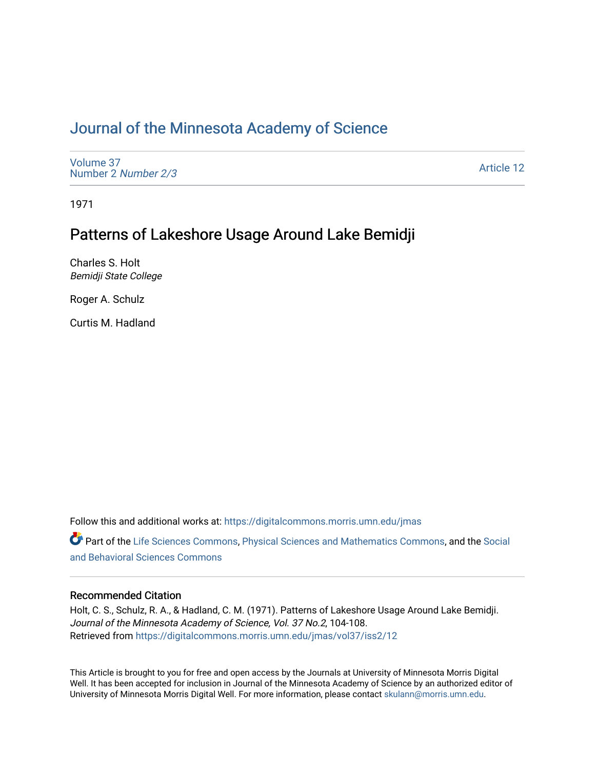# Journal of the Minnesota Academy of Science

Volume 37
Number 2 *Number 2/3*

Article 12

1971

## Patterns of Lakeshore Usage Around Lake Bemidji

Charles S. Holt
*Bemidji State College*

Roger A. Schulz

Curtis M. Hadland

Follow this and additional works at: https://digitalcommons.morris.umn.edu/jmas

Part of the Life Sciences Commons, Physical Sciences and Mathematics Commons, and the Social and Behavioral Sciences Commons

### Recommended Citation

Holt, C. S., Schulz, R. A., & Hadland, C. M. (1971). Patterns of Lakeshore Usage Around Lake Bemidji. *Journal of the Minnesota Academy of Science, Vol. 37 No.2*, 104-108.
Retrieved from https://digitalcommons.morris.umn.edu/jmas/vol37/iss2/12

This Article is brought to you for free and open access by the Journals at University of Minnesota Morris Digital Well. It has been accepted for inclusion in Journal of the Minnesota Academy of Science by an authorized editor of University of Minnesota Morris Digital Well. For more information, please contact skulann@morris.umn.edu.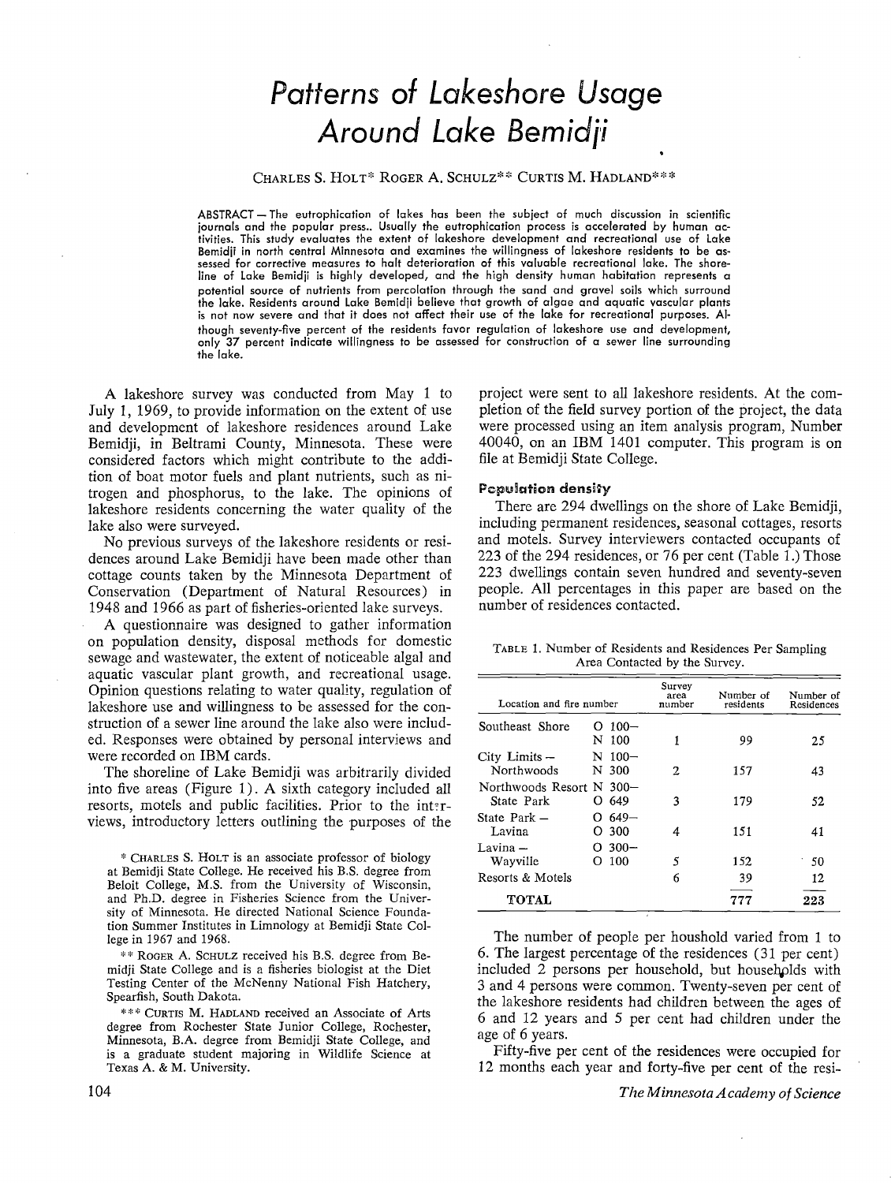# Patterns of Lakeshore Usage Around Lake Bemidji

CHARLES S. HOLT* ROGER A. SCHULZ** CURTIS M. HADLAND***

ABSTRACT — The eutrophication of lakes has been the subject of much discussion in scientific journals and the popular press.. Usually the eutrophication process is accelerated by human activities. This study evaluates the extent of lakeshore development and recreational use of Lake Bemidji in north central Minnesota and examines the willingness of lakeshore residents to be assessed for corrective measures to halt deterioration of this valuable recreational lake. The shoreline of Lake Bemidji is highly developed, and the high density human habitation represents a potential source of nutrients from percolation through the sand and gravel soils which surround the lake. Residents around Lake Bemidji believe that growth of algae and aquatic vascular plants is not now severe and that it does not affect their use of the lake for recreational purposes. Although seventy-five percent of the residents favor regulation of lakeshore use and development, only 37 percent indicate willingness to be assessed for construction of a sewer line surrounding the lake.

A lakeshore survey was conducted from May 1 to July 1, 1969, to provide information on the extent of use and development of lakeshore residences around Lake Bemidji, in Beltrami County, Minnesota. These were considered factors which might contribute to the addition of boat motor fuels and plant nutrients, such as nitrogen and phosphorus, to the lake. The opinions of lakeshore residents concerning the water quality of the lake also were surveyed.

No previous surveys of the lakeshore residents or residences around Lake Bemidji have been made other than cottage counts taken by the Minnesota Department of Conservation (Department of Natural Resources) in 1948 and 1966 as part of fisheries-oriented lake surveys.

A questionnaire was designed to gather information on population density, disposal methods for domestic sewage and wastewater, the extent of noticeable algal and aquatic vascular plant growth, and recreational usage. Opinion questions relating to water quality, regulation of lakeshore use and willingness to be assessed for the construction of a sewer line around the lake also were included. Responses were obtained by personal interviews and were recorded on IBM cards.

The shoreline of Lake Bemidji was arbitrarily divided into five areas (Figure 1). A sixth category included all resorts, motels and public facilities. Prior to the interviews, introductory letters outlining the purposes of the project were sent to all lakeshore residents. At the completion of the field survey portion of the project, the data were processed using an item analysis program, Number 40040, on an IBM 1401 computer. This program is on file at Bemidji State College.

* CHARLES S. HOLT is an associate professor of biology at Bemidji State College. He received his B.S. degree from Beloit College, M.S. from the University of Wisconsin, and Ph.D. degree in Fisheries Science from the University of Minnesota. He directed National Science Foundation Summer Institutes in Limnology at Bemidji State College in 1967 and 1968.

** ROGER A. SCHULZ received his B.S. degree from Bemidji State College and is a fisheries biologist at the Diet Testing Center of the McNenny National Fish Hatchery, Spearfish, South Dakota.

*** CURTIS M. HADLAND received an Associate of Arts degree from Rochester State Junior College, Rochester, Minnesota, B.A. degree from Bemidji State College, and is a graduate student majoring in Wildlife Science at Texas A. & M. University.

### Population density

There are 294 dwellings on the shore of Lake Bemidji, including permanent residences, seasonal cottages, resorts and motels. Survey interviewers contacted occupants of 223 of the 294 residences, or 76 per cent (Table 1.) Those 223 dwellings contain seven hundred and seventy-seven people. All percentages in this paper are based on the number of residences contacted.

TABLE 1. Number of Residents and Residences Per Sampling Area Contacted by the Survey.

| Location and fire number | | Survey area number | Number of residents | Number of Residences |
|---|---|---|---|---|
| Southeast Shore | O 100– N 100 | 1 | 99 | 25 |
| City Limits – Northwoods | N 100– N 300 | 2 | 157 | 43 |
| Northwoods Resort – State Park | N 300– O 649 | 3 | 179 | 52 |
| State Park – Lavina | O 649– O 300 | 4 | 151 | 41 |
| Lavina – Wayville | O 300– O 100 | 5 | 152 | 50 |
| Resorts & Motels | | 6 | 39 | 12 |
| **TOTAL** | | | 777 | 223 |

The number of people per houshold varied from 1 to 6. The largest percentage of the residences (31 per cent) included 2 persons per household, but households with 3 and 4 persons were common. Twenty-seven per cent of the lakeshore residents had children between the ages of 6 and 12 years and 5 per cent had children under the age of 6 years.

Fifty-five per cent of the residences were occupied for 12 months each year and forty-five per cent of the resi-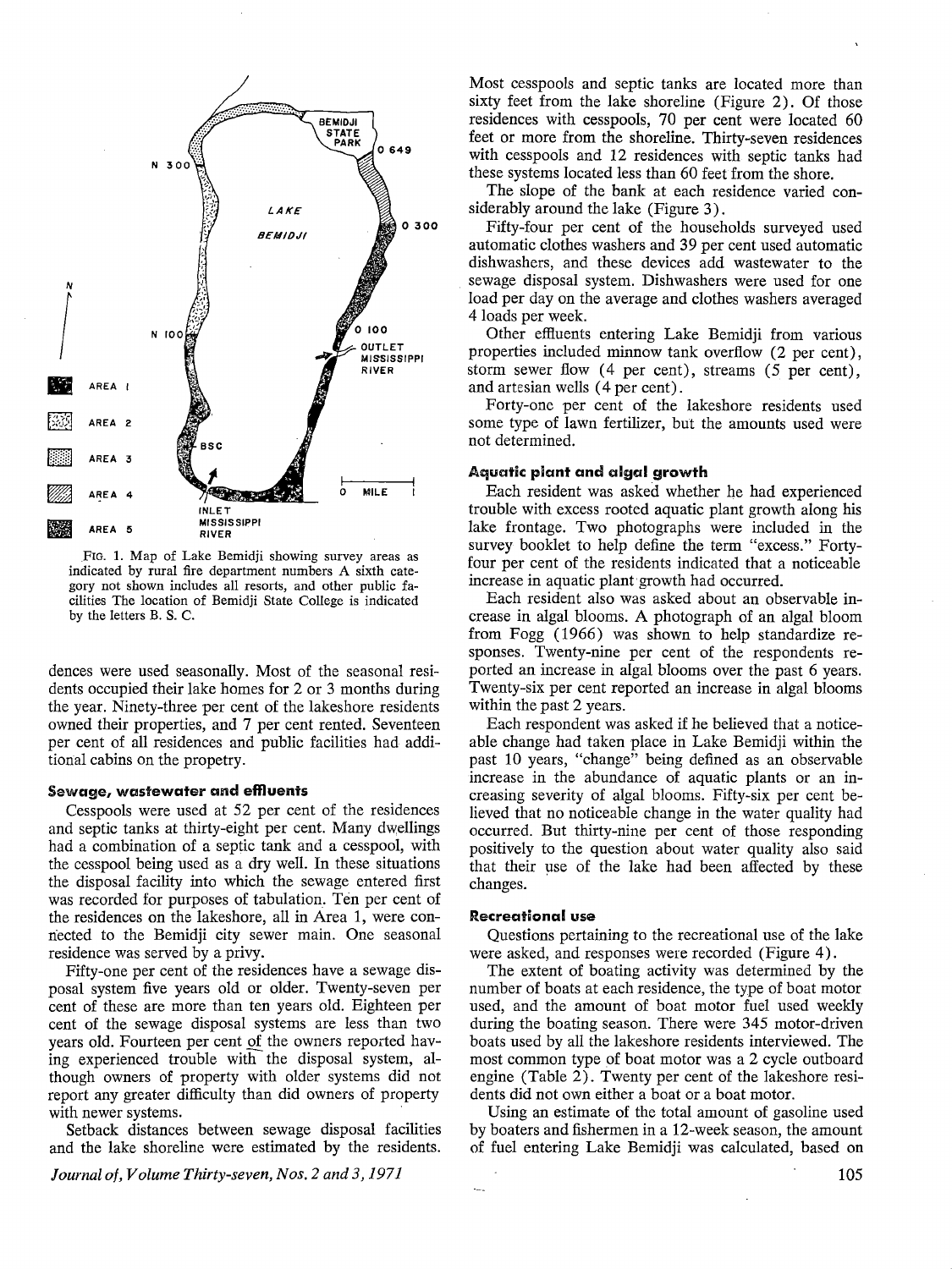N 300

BEMIDJI STATE PARK

O 649

LAKE BEMIDJI

O 300

N

N 100

O 100

OUTLET MISSISSIPPI RIVER

AREA 1

AREA 2

AREA 3

AREA 4

AREA 5

BSC

INLET MISSISSIPPI RIVER

O MILE 1

FIG. 1. Map of Lake Bemidji showing survey areas as indicated by rural fire department numbers A sixth category not shown includes all resorts, and other public facilities The location of Bemidji State College is indicated by the letters B. S. C.

dences were used seasonally. Most of the seasonal residents occupied their lake homes for 2 or 3 months during the year. Ninety-three per cent of the lakeshore residents owned their properties, and 7 per cent rented. Seventeen per cent of all residences and public facilities had additional cabins on the propetry.

### Sewage, wastewater and effluents

Cesspools were used at 52 per cent of the residences and septic tanks at thirty-eight per cent. Many dwellings had a combination of a septic tank and a cesspool, with the cesspool being used as a dry well. In these situations the disposal facility into which the sewage entered first was recorded for purposes of tabulation. Ten per cent of the residences on the lakeshore, all in Area 1, were connected to the Bemidji city sewer main. One seasonal residence was served by a privy.

Fifty-one per cent of the residences have a sewage disposal system five years old or older. Twenty-seven per cent of these are more than ten years old. Eighteen per cent of the sewage disposal systems are less than two years old. Fourteen per cent of the owners reported having experienced trouble with the disposal system, although owners of property with older systems did not report any greater difficulty than did owners of property with newer systems.

Setback distances between sewage disposal facilities and the lake shoreline were estimated by the residents. Most cesspools and septic tanks are located more than sixty feet from the lake shoreline (Figure 2). Of those residences with cesspools, 70 per cent were located 60 feet or more from the shoreline. Thirty-seven residences with cesspools and 12 residences with septic tanks had these systems located less than 60 feet from the shore.

The slope of the bank at each residence varied considerably around the lake (Figure 3).

Fifty-four per cent of the households surveyed used automatic clothes washers and 39 per cent used automatic dishwashers, and these devices add wastewater to the sewage disposal system. Dishwashers were used for one load per day on the average and clothes washers averaged 4 loads per week.

Other effluents entering Lake Bemidji from various properties included minnow tank overflow (2 per cent), storm sewer flow (4 per cent), streams (5 per cent), and artesian wells (4 per cent).

Forty-one per cent of the lakeshore residents used some type of lawn fertilizer, but the amounts used were not determined.

### Aquatic plant and algal growth

Each resident was asked whether he had experienced trouble with excess rooted aquatic plant growth along his lake frontage. Two photographs were included in the survey booklet to help define the term "excess." Forty-four per cent of the residents indicated that a noticeable increase in aquatic plant growth had occurred.

Each resident also was asked about an observable increase in algal blooms. A photograph of an algal bloom from Fogg (1966) was shown to help standardize responses. Twenty-nine per cent of the respondents reported an increase in algal blooms over the past 6 years. Twenty-six per cent reported an increase in algal blooms within the past 2 years.

Each respondent was asked if he believed that a noticeable change had taken place in Lake Bemidji within the past 10 years, "change" being defined as an observable increase in the abundance of aquatic plants or an increasing severity of algal blooms. Fifty-six per cent believed that no noticeable change in the water quality had occurred. But thirty-nine per cent of those responding positively to the question about water quality also said that their use of the lake had been affected by these changes.

### Recreational use

Questions pertaining to the recreational use of the lake were asked, and responses were recorded (Figure 4).

The extent of boating activity was determined by the number of boats at each residence, the type of boat motor used, and the amount of boat motor fuel used weekly during the boating season. There were 345 motor-driven boats used by all the lakeshore residents interviewed. The most common type of boat motor was a 2 cycle outboard engine (Table 2). Twenty per cent of the lakeshore residents did not own either a boat or a boat motor.

Using an estimate of the total amount of gasoline used by boaters and fishermen in a 12-week season, the amount of fuel entering Lake Bemidji was calculated, based on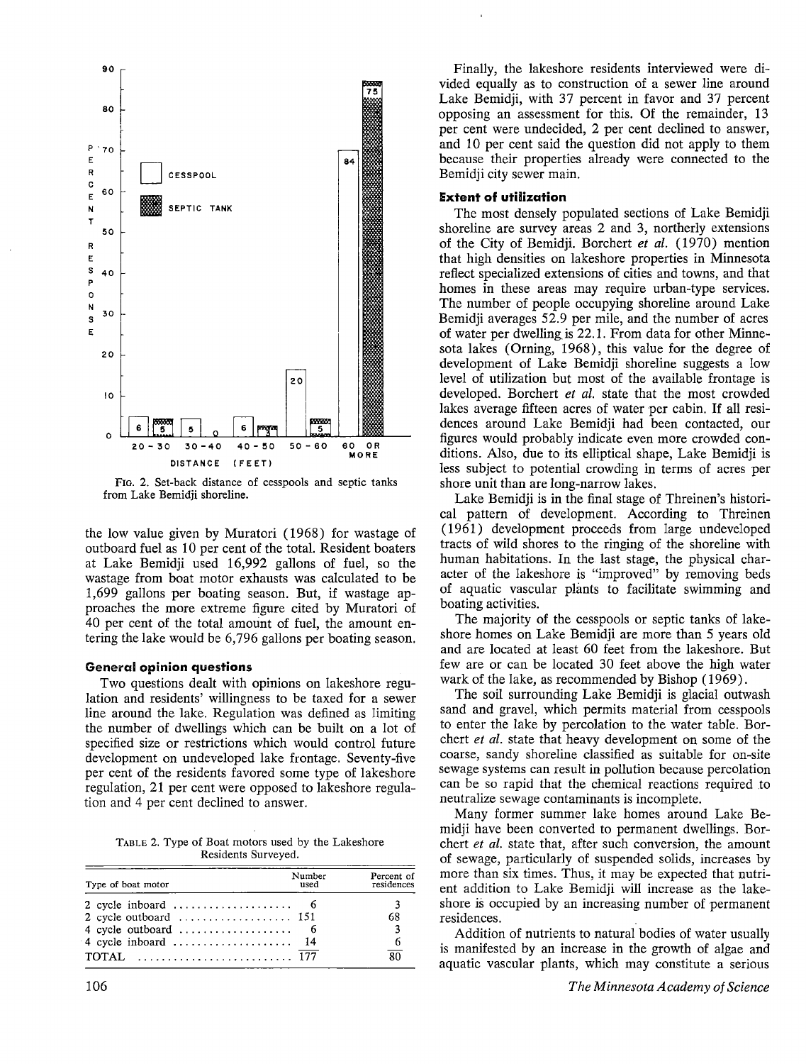90

80

70

60

50

40

30

20

10

0

PERCENT RESPONSE

CESSPOOL

SEPTIC TANK

6 5 5 0 6 3 20 5 84 75

20 – 30  30 – 40  40 – 50  50 – 60  60 OR MORE

DISTANCE (FEET)

FIG. 2. Set-back distance of cesspools and septic tanks from Lake Bemidji shoreline.

the low value given by Muratori (1968) for wastage of outboard fuel as 10 per cent of the total. Resident boaters at Lake Bemidji used 16,992 gallons of fuel, so the wastage from boat motor exhausts was calculated to be 1,699 gallons per boating season. But, if wastage approaches the more extreme figure cited by Muratori of 40 per cent of the total amount of fuel, the amount entering the lake would be 6,796 gallons per boating season.

### General opinion questions

Two questions dealt with opinions on lakeshore regulation and residents' willingness to be taxed for a sewer line around the lake. Regulation was defined as limiting the number of dwellings which can be built on a lot of specified size or restrictions which would control future development on undeveloped lake frontage. Seventy-five per cent of the residents favored some type of lakeshore regulation, 21 per cent were opposed to lakeshore regulation and 4 per cent declined to answer.

TABLE 2. Type of Boat motors used by the Lakeshore Residents Surveyed.

| Type of boat motor | Number used | Percent of residences |
|---|---|---|
| 2 cycle inboard | 6 | 3 |
| 2 cycle outboard | 151 | 68 |
| 4 cycle outboard | 6 | 3 |
| 4 cycle inboard | 14 | 6 |
| TOTAL | 177 | 80 |

Finally, the lakeshore residents interviewed were divided equally as to construction of a sewer line around Lake Bemidji, with 37 percent in favor and 37 percent opposing an assessment for this. Of the remainder, 13 per cent were undecided, 2 per cent declined to answer, and 10 per cent said the question did not apply to them because their properties already were connected to the Bemidji city sewer main.

### Extent of utilization

The most densely populated sections of Lake Bemidji shoreline are survey areas 2 and 3, northerly extensions of the City of Bemidji. Borchert *et al.* (1970) mention that high densities on lakeshore properties in Minnesota reflect specialized extensions of cities and towns, and that homes in these areas may require urban-type services. The number of people occupying shoreline around Lake Bemidji averages 52.9 per mile, and the number of acres of water per dwelling is 22.1. From data for other Minnesota lakes (Orning, 1968), this value for the degree of development of Lake Bemidji shoreline suggests a low level of utilization but most of the available frontage is developed. Borchert *et al.* state that the most crowded lakes average fifteen acres of water per cabin. If all residences around Lake Bemidji had been contacted, our figures would probably indicate even more crowded conditions. Also, due to its elliptical shape, Lake Bemidji is less subject to potential crowding in terms of acres per shore unit than are long-narrow lakes.

Lake Bemidji is in the final stage of Threinen's historical pattern of development. According to Threinen (1961) development proceeds from large undeveloped tracts of wild shores to the ringing of the shoreline with human habitations. In the last stage, the physical character of the lakeshore is "improved" by removing beds of aquatic vascular plants to facilitate swimming and boating activities.

The majority of the cesspools or septic tanks of lakeshore homes on Lake Bemidji are more than 5 years old and are located at least 60 feet from the lakeshore. But few are or can be located 30 feet above the high water mark of the lake, as recommended by Bishop (1969).

The soil surrounding Lake Bemidji is glacial outwash sand and gravel, which permits material from cesspools to enter the lake by percolation to the water table. Borchert *et al.* state that heavy development on some of the coarse, sandy shoreline classified as suitable for on-site sewage systems can result in pollution because percolation can be so rapid that the chemical reactions required to neutralize sewage contaminants is incomplete.

Many former summer lake homes around Lake Bemidji have been converted to permanent dwellings. Borchert *et al.* state that, after such conversion, the amount of sewage, particularly of suspended solids, increases by more than six times. Thus, it may be expected that nutrient addition to Lake Bemidji will increase as the lakeshore is occupied by an increasing number of permanent residences.

Addition of nutrients to natural bodies of water usually is manifested by an increase in the growth of algae and aquatic vascular plants, which may constitute a serious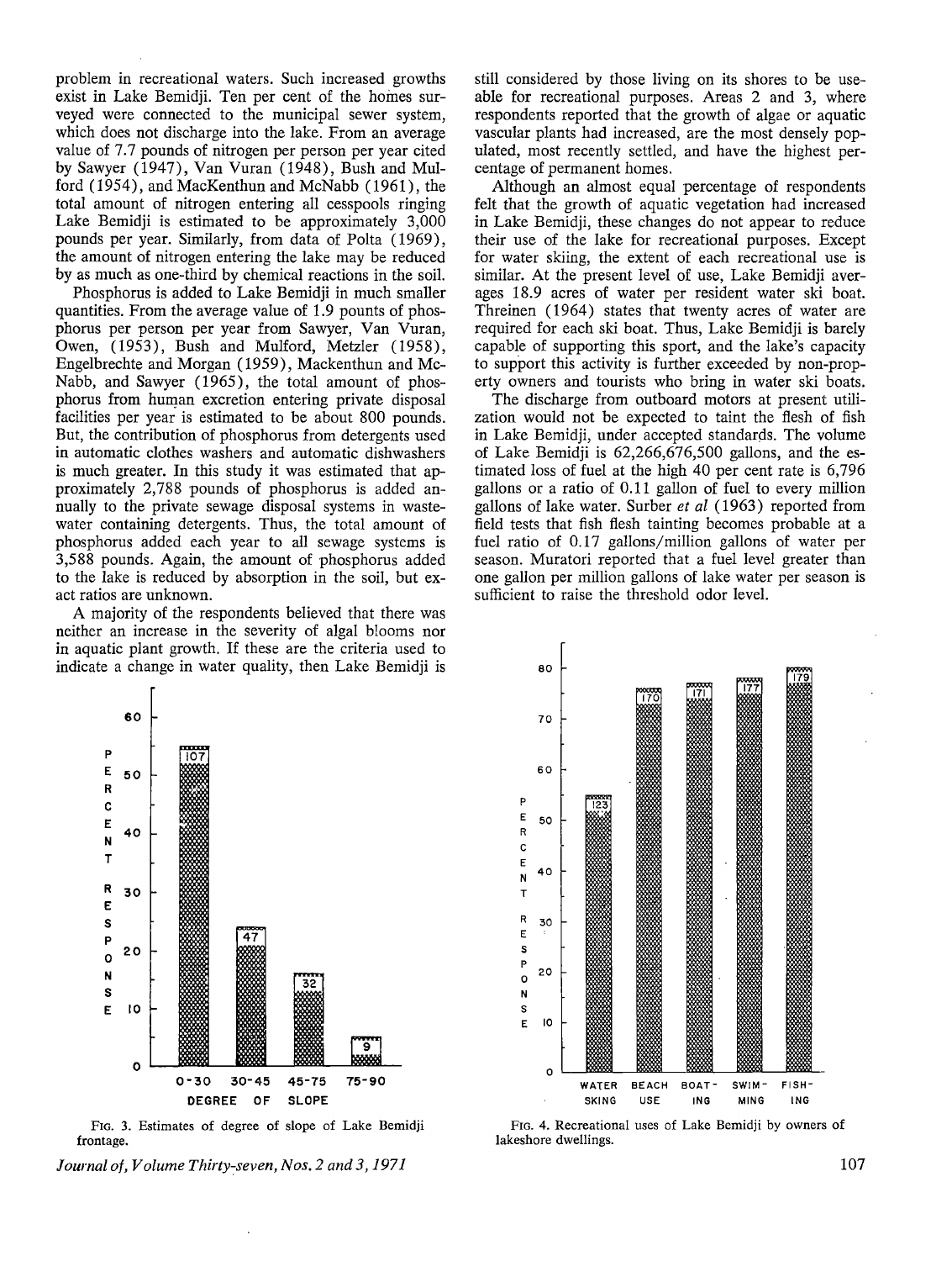problem in recreational waters. Such increased growths exist in Lake Bemidji. Ten per cent of the homes surveyed were connected to the municipal sewer system, which does not discharge into the lake. From an average value of 7.7 pounds of nitrogen per person per year cited by Sawyer (1947), Van Vuran (1948), Bush and Mulford (1954), and MacKenthun and McNabb (1961), the total amount of nitrogen entering all cesspools ringing Lake Bemidji is estimated to be approximately 3,000 pounds per year. Similarly, from data of Polta (1969), the amount of nitrogen entering the lake may be reduced by as much as one-third by chemical reactions in the soil.

Phosphorus is added to Lake Bemidji in much smaller quantities. From the average value of 1.9 pounds of phosphorus per person per year from Sawyer, Van Vuran, Owen, (1953), Bush and Mulford, Metzler (1958), Engelbrechte and Morgan (1959), Mackenthun and McNabb, and Sawyer (1965), the total amount of phosphorus from human excretion entering private disposal facilities per year is estimated to be about 800 pounds. But, the contribution of phosphorus from detergents used in automatic clothes washers and automatic dishwashers is much greater. In this study it was estimated that approximately 2,788 pounds of phosphorus is added annually to the private sewage disposal systems in wastewater containing detergents. Thus, the total amount of phosphorus added each year to all sewage systems is 3,588 pounds. Again, the amount of phosphorus added to the lake is reduced by absorption in the soil, but exact ratios are unknown.

A majority of the respondents believed that there was neither an increase in the severity of algal blooms nor in aquatic plant growth. If these are the criteria used to indicate a change in water quality, then Lake Bemidji is still considered by those living on its shores to be useable for recreational purposes. Areas 2 and 3, where respondents reported that the growth of algae or aquatic vascular plants had increased, are the most densely populated, most recently settled, and have the highest percentage of permanent homes.

Although an almost equal percentage of respondents felt that the growth of aquatic vegetation had increased in Lake Bemidji, these changes do not appear to reduce their use of the lake for recreational purposes. Except for water skiing, the extent of each recreational use is similar. At the present level of use, Lake Bemidji averages 18.9 acres of water per resident water ski boat. Threinen (1964) states that twenty acres of water are required for each ski boat. Thus, Lake Bemidji is barely capable of supporting this sport, and the lake's capacity to support this activity is further exceeded by non-property owners and tourists who bring in water ski boats.

The discharge from outboard motors at present utilization would not be expected to taint the flesh of fish in Lake Bemidji, under accepted standards. The volume of Lake Bemidji is 62,266,676,500 gallons, and the estimated loss of fuel at the high 40 per cent rate is 6,796 gallons or a ratio of 0.11 gallon of fuel to every million gallons of lake water. Surber *et al* (1963) reported from field tests that fish flesh tainting becomes probable at a fuel ratio of 0.17 gallons/million gallons of water per season. Muratori reported that a fuel level greater than one gallon per million gallons of lake water per season is sufficient to raise the threshold odor level.

PERCENT RESPONSE
60
50
40
30
20
10
0
107
47
32
9
0-30 30-45 45-75 75-90
DEGREE OF SLOPE

FIG. 3. Estimates of degree of slope of Lake Bemidji frontage.

PERCENT RESPONSE
80
70
60
50
40
30
20
10
0
123
170
171
177
179
WATER SKING BEACH USE BOATING SWIMMING FISHING

FIG. 4. Recreational uses of Lake Bemidji by owners of lakeshore dwellings.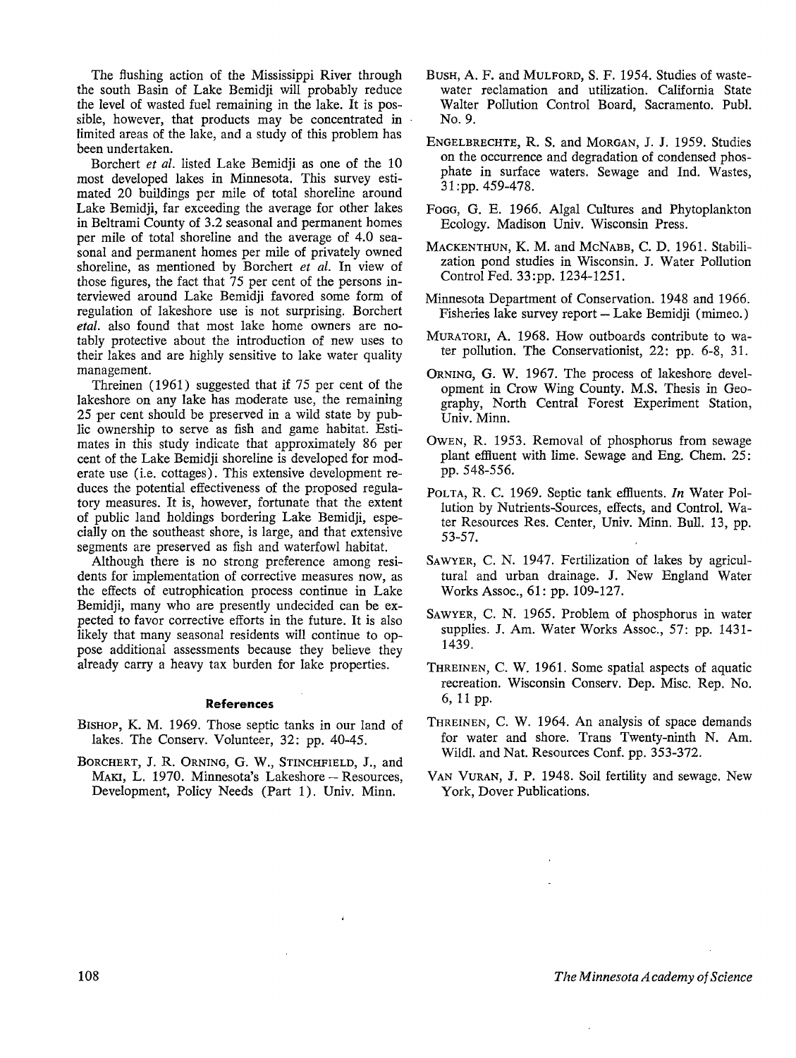The flushing action of the Mississippi River through the south Basin of Lake Bemidji will probably reduce the level of wasted fuel remaining in the lake. It is possible, however, that products may be concentrated in limited areas of the lake, and a study of this problem has been undertaken.

Borchert *et al.* listed Lake Bemidji as one of the 10 most developed lakes in Minnesota. This survey estimated 20 buildings per mile of total shoreline around Lake Bemidji, far exceeding the average for other lakes in Beltrami County of 3.2 seasonal and permanent homes per mile of total shoreline and the average of 4.0 seasonal and permanent homes per mile of privately owned shoreline, as mentioned by Borchert *et al.* In view of those figures, the fact that 75 per cent of the persons interviewed around Lake Bemidji favored some form of regulation of lakeshore use is not surprising. Borchert *etal.* also found that most lake home owners are notably protective about the introduction of new uses to their lakes and are highly sensitive to lake water quality management.

Threinen (1961) suggested that if 75 per cent of the lakeshore on any lake has moderate use, the remaining 25 per cent should be preserved in a wild state by public ownership to serve as fish and game habitat. Estimates in this study indicate that approximately 86 per cent of the Lake Bemidji shoreline is developed for moderate use (i.e. cottages). This extensive development reduces the potential effectiveness of the proposed regulatory measures. It is, however, fortunate that the extent of public land holdings bordering Lake Bemidji, especially on the southeast shore, is large, and that extensive segments are preserved as fish and waterfowl habitat.

Although there is no strong preference among residents for implementation of corrective measures now, as the effects of eutrophication process continue in Lake Bemidji, many who are presently undecided can be expected to favor corrective efforts in the future. It is also likely that many seasonal residents will continue to oppose additional assessments because they believe they already carry a heavy tax burden for lake properties.

#### References

BISHOP, K. M. 1969. Those septic tanks in our land of lakes. The Conserv. Volunteer, 32: pp. 40-45.

BORCHERT, J. R. ORNING, G. W., STINCHFIELD, J., and MAKI, L. 1970. Minnesota's Lakeshore – Resources, Development, Policy Needs (Part 1). Univ. Minn.

BUSH, A. F. and MULFORD, S. F. 1954. Studies of waste-water reclamation and utilization. California State Walter Pollution Control Board, Sacramento. Publ. No. 9.

ENGELBRECHTE, R. S. and MORGAN, J. J. 1959. Studies on the occurrence and degradation of condensed phosphate in surface waters. Sewage and Ind. Wastes, 31:pp. 459-478.

FOGG, G. E. 1966. Algal Cultures and Phytoplankton Ecology. Madison Univ. Wisconsin Press.

MACKENTHUN, K. M. and MCNABB, C. D. 1961. Stabilization pond studies in Wisconsin. J. Water Pollution Control Fed. 33:pp. 1234-1251.

Minnesota Department of Conservation. 1948 and 1966. Fisheries lake survey report – Lake Bemidji (mimeo.)

MURATORI, A. 1968. How outboards contribute to water pollution. The Conservationist, 22: pp. 6-8, 31.

ORNING, G. W. 1967. The process of lakeshore development in Crow Wing County. M.S. Thesis in Geography, North Central Forest Experiment Station, Univ. Minn.

OWEN, R. 1953. Removal of phosphorus from sewage plant effluent with lime. Sewage and Eng. Chem. 25: pp. 548-556.

POLTA, R. C. 1969. Septic tank effluents. *In* Water Pollution by Nutrients-Sources, effects, and Control. Water Resources Res. Center, Univ. Minn. Bull. 13, pp. 53-57.

SAWYER, C. N. 1947. Fertilization of lakes by agricultural and urban drainage. J. New England Water Works Assoc., 61: pp. 109-127.

SAWYER, C. N. 1965. Problem of phosphorus in water supplies. J. Am. Water Works Assoc., 57: pp. 1431-1439.

THREINEN, C. W. 1961. Some spatial aspects of aquatic recreation. Wisconsin Conserv. Dep. Misc. Rep. No. 6, 11 pp.

THREINEN, C. W. 1964. An analysis of space demands for water and shore. Trans Twenty-ninth N. Am. Wildl. and Nat. Resources Conf. pp. 353-372.

VAN VURAN, J. P. 1948. Soil fertility and sewage. New York, Dover Publications.